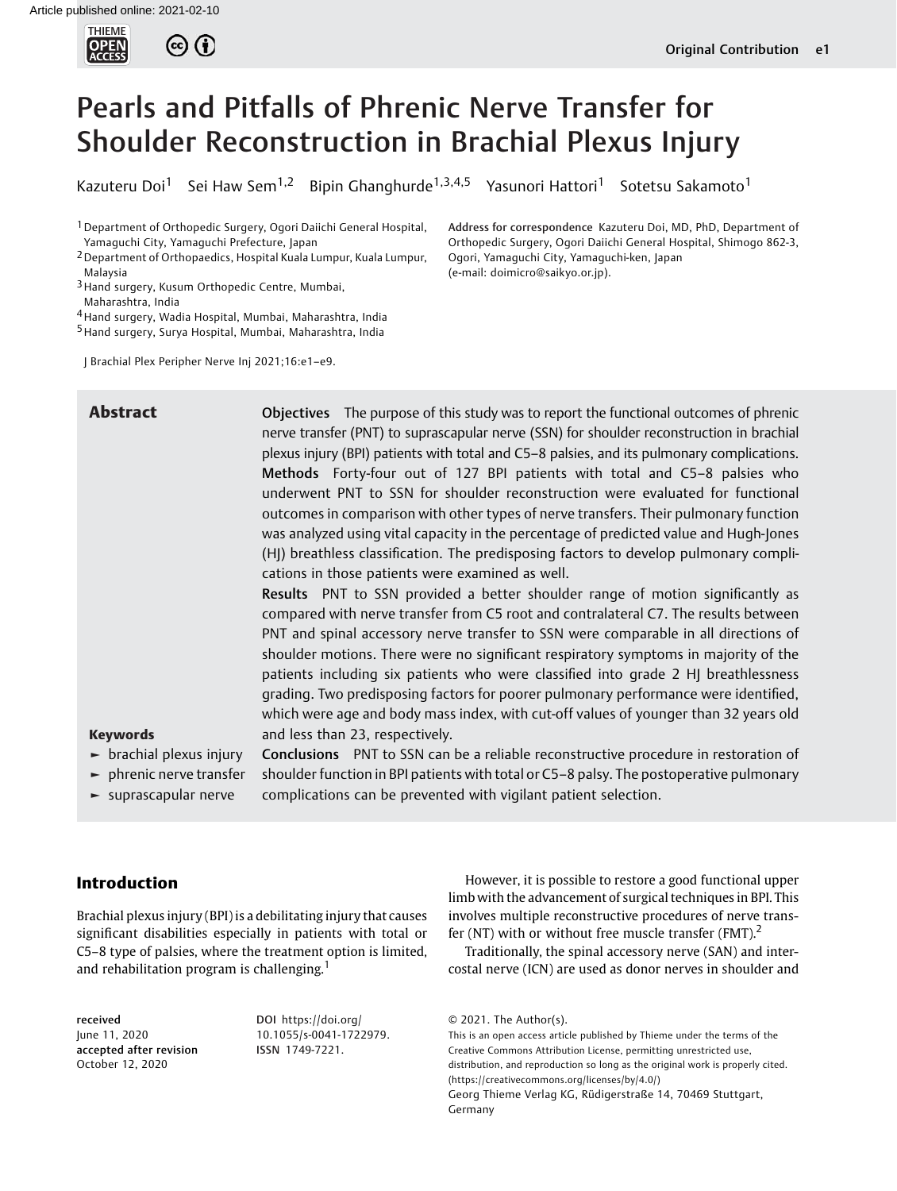# Pearls and Pitfalls of Phrenic Nerve Transfer for Shoulder Reconstruction in Brachial Plexus Injury

Kazuteru Doi[1] Sei Haw Sem[1,2] Bipin Ghanghurde[1,3,4,5] Yasunori Hattori[1] Sotetsu Sakamoto[1]

[1] Department of Orthopedic Surgery, Ogori Daiichi General Hospital, Yamaguchi City, Yamaguchi Prefecture, Japan
[2] Department of Orthopaedics, Hospital Kuala Lumpur, Kuala Lumpur, Malaysia
[3] Hand surgery, Kusum Orthopedic Centre, Mumbai, Maharashtra, India
[4] Hand surgery, Wadia Hospital, Mumbai, Maharashtra, India
[5] Hand surgery, Surya Hospital, Mumbai, Maharashtra, India

Address for correspondence Kazuteru Doi, MD, PhD, Department of Orthopedic Surgery, Ogori Daiichi General Hospital, Shimogo 862-3, Ogori, Yamaguchi City, Yamaguchi-ken, Japan (e-mail: doimicro@saikyo.or.jp).

J Brachial Plex Peripher Nerve Inj 2021;16:e1–e9.

## Abstract

**Objectives** The purpose of this study was to report the functional outcomes of phrenic nerve transfer (PNT) to suprascapular nerve (SSN) for shoulder reconstruction in brachial plexus injury (BPI) patients with total and C5–8 palsies, and its pulmonary complications.

**Methods** Forty-four out of 127 BPI patients with total and C5–8 palsies who underwent PNT to SSN for shoulder reconstruction were evaluated for functional outcomes in comparison with other types of nerve transfers. Their pulmonary function was analyzed using vital capacity in the percentage of predicted value and Hugh-Jones (HJ) breathless classification. The predisposing factors to develop pulmonary complications in those patients were examined as well.

**Results** PNT to SSN provided a better shoulder range of motion significantly as compared with nerve transfer from C5 root and contralateral C7. The results between PNT and spinal accessory nerve transfer to SSN were comparable in all directions of shoulder motions. There were no significant respiratory symptoms in majority of the patients including six patients who were classified into grade 2 HJ breathlessness grading. Two predisposing factors for poorer pulmonary performance were identified, which were age and body mass index, with cut-off values of younger than 32 years old and less than 23, respectively.

**Conclusions** PNT to SSN can be a reliable reconstructive procedure in restoration of shoulder function in BPI patients with total or C5–8 palsy. The postoperative pulmonary complications can be prevented with vigilant patient selection.

**Keywords**
- brachial plexus injury
- phrenic nerve transfer
- suprascapular nerve

## Introduction

Brachial plexus injury (BPI) is a debilitating injury that causes significant disabilities especially in patients with total or C5–8 type of palsies, where the treatment option is limited, and rehabilitation program is challenging.[1]

However, it is possible to restore a good functional upper limb with the advancement of surgical techniques in BPI. This involves multiple reconstructive procedures of nerve transfer (NT) with or without free muscle transfer (FMT).[2]

Traditionally, the spinal accessory nerve (SAN) and intercostal nerve (ICN) are used as donor nerves in shoulder and

received June 11, 2020
accepted after revision October 12, 2020

DOI https://doi.org/10.1055/s-0041-1722979.
ISSN 1749-7221.

© 2021. The Author(s).
This is an open access article published by Thieme under the terms of the Creative Commons Attribution License, permitting unrestricted use, distribution, and reproduction so long as the original work is properly cited. (https://creativecommons.org/licenses/by/4.0/)
Georg Thieme Verlag KG, Rüdigerstraße 14, 70469 Stuttgart, Germany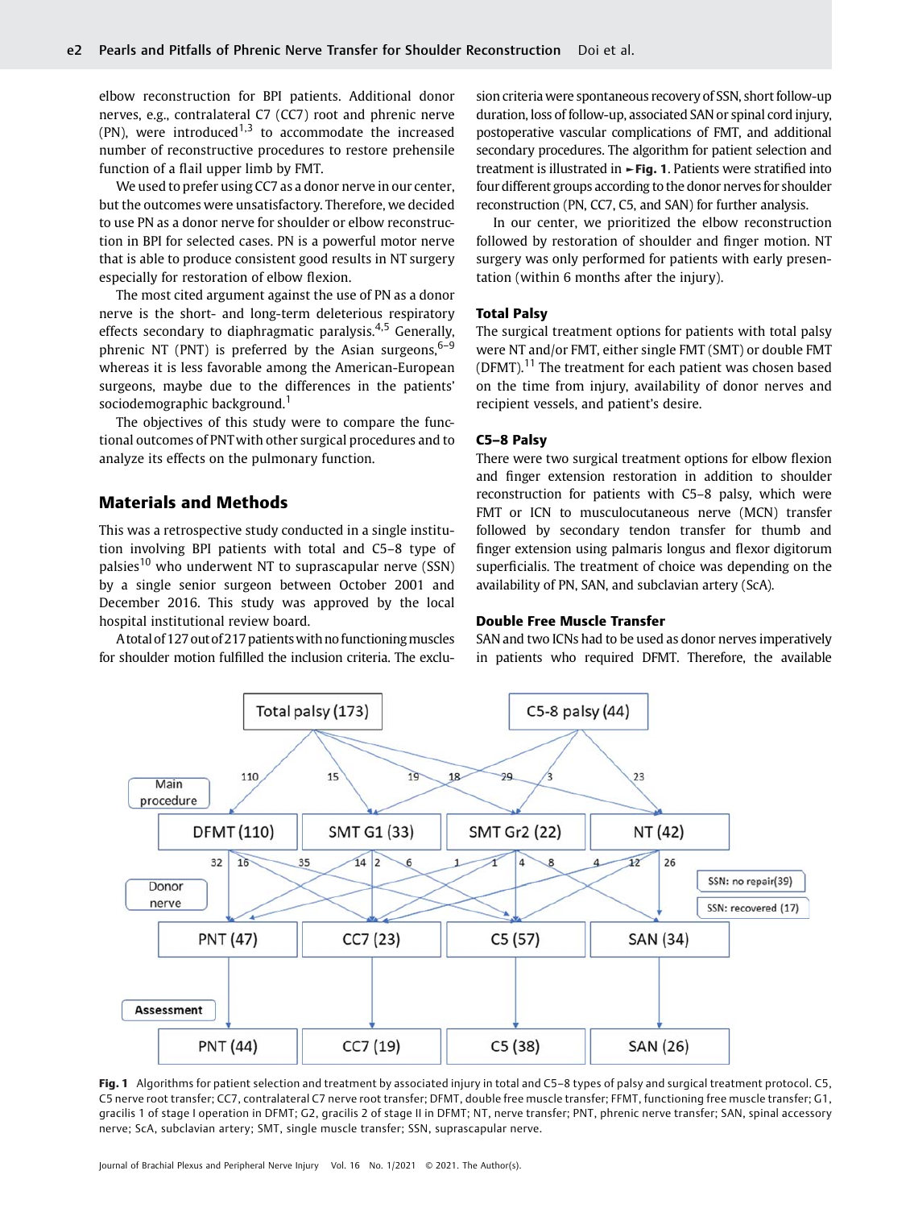elbow reconstruction for BPI patients. Additional donor nerves, e.g., contralateral C7 (CC7) root and phrenic nerve (PN), were introduced[1,3] to accommodate the increased number of reconstructive procedures to restore prehensile function of a flail upper limb by FMT.

We used to prefer using CC7 as a donor nerve in our center, but the outcomes were unsatisfactory. Therefore, we decided to use PN as a donor nerve for shoulder or elbow reconstruction in BPI for selected cases. PN is a powerful motor nerve that is able to produce consistent good results in NT surgery especially for restoration of elbow flexion.

The most cited argument against the use of PN as a donor nerve is the short- and long-term deleterious respiratory effects secondary to diaphragmatic paralysis.[4,5] Generally, phrenic NT (PNT) is preferred by the Asian surgeons,[6–9] whereas it is less favorable among the American-European surgeons, maybe due to the differences in the patients' sociodemographic background.[1]

The objectives of this study were to compare the functional outcomes of PNT with other surgical procedures and to analyze its effects on the pulmonary function.

## Materials and Methods

This was a retrospective study conducted in a single institution involving BPI patients with total and C5–8 type of palsies[10] who underwent NT to suprascapular nerve (SSN) by a single senior surgeon between October 2001 and December 2016. This study was approved by the local hospital institutional review board.

A total of 127 out of 217 patients with no functioning muscles for shoulder motion fulfilled the inclusion criteria. The exclusion criteria were spontaneous recovery of SSN, short follow-up duration, loss of follow-up, associated SAN or spinal cord injury, postoperative vascular complications of FMT, and additional secondary procedures. The algorithm for patient selection and treatment is illustrated in ►Fig. 1. Patients were stratified into four different groups according to the donor nerves for shoulder reconstruction (PN, CC7, C5, and SAN) for further analysis.

In our center, we prioritized the elbow reconstruction followed by restoration of shoulder and finger motion. NT surgery was only performed for patients with early presentation (within 6 months after the injury).

### Total Palsy

The surgical treatment options for patients with total palsy were NT and/or FMT, either single FMT (SMT) or double FMT (DFMT).[11] The treatment for each patient was chosen based on the time from injury, availability of donor nerves and recipient vessels, and patient's desire.

### C5–8 Palsy

There were two surgical treatment options for elbow flexion and finger extension restoration in addition to shoulder reconstruction for patients with C5–8 palsy, which were FMT or ICN to musculocutaneous nerve (MCN) transfer followed by secondary tendon transfer for thumb and finger extension using palmaris longus and flexor digitorum superficialis. The treatment of choice was depending on the availability of PN, SAN, and subclavian artery (ScA).

### Double Free Muscle Transfer

SAN and two ICNs had to be used as donor nerves imperatively in patients who required DFMT. Therefore, the available

Fig. 1 Algorithms for patient selection and treatment by associated injury in total and C5–8 types of palsy and surgical treatment protocol. C5, C5 nerve root transfer; CC7, contralateral C7 nerve root transfer; DFMT, double free muscle transfer; FFMT, functioning free muscle transfer; G1, gracilis 1 of stage I operation in DFMT; G2, gracilis 2 of stage II in DFMT; NT, nerve transfer; PNT, phrenic nerve transfer; SAN, spinal accessory nerve; ScA, subclavian artery; SMT, single muscle transfer; SSN, suprascapular nerve.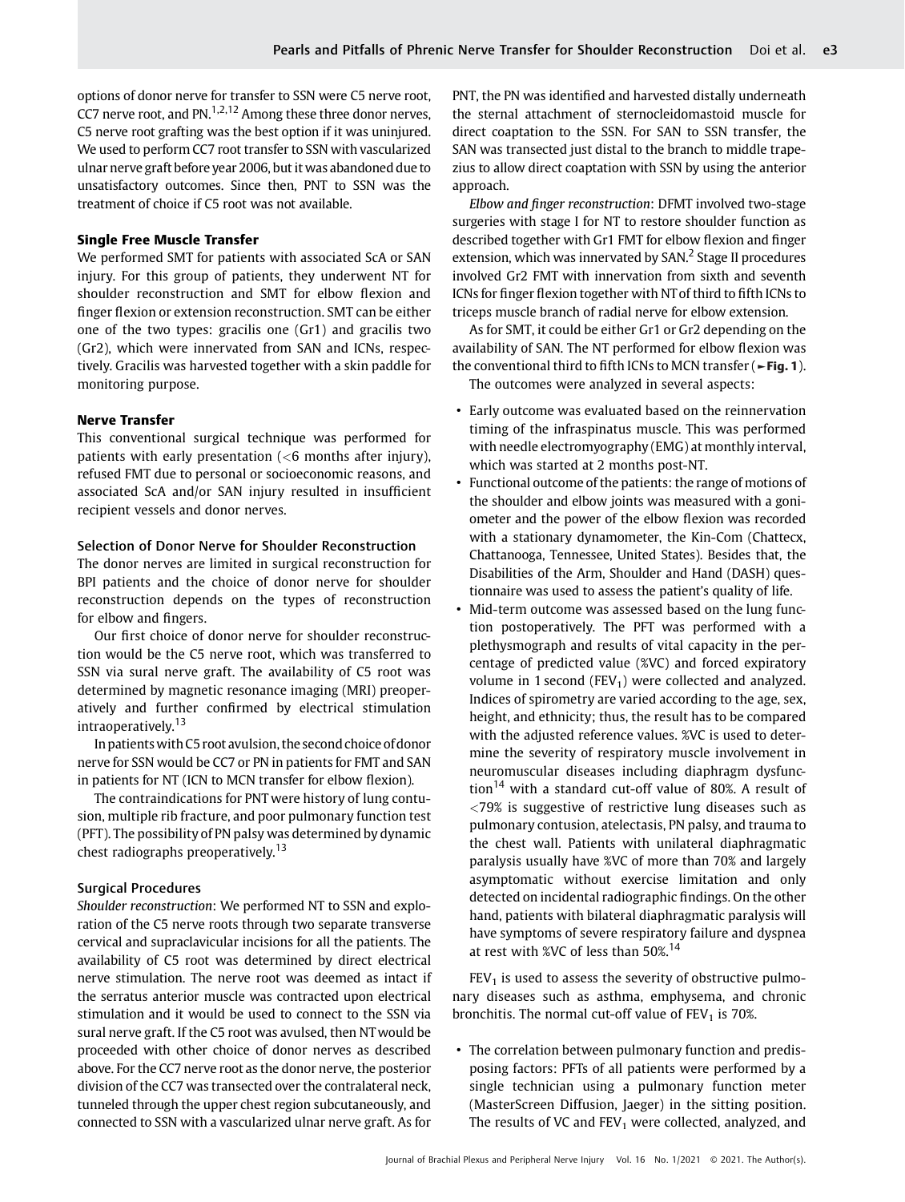options of donor nerve for transfer to SSN were C5 nerve root, CC7 nerve root, and PN.[1,2,12] Among these three donor nerves, C5 nerve root grafting was the best option if it was uninjured. We used to perform CC7 root transfer to SSN with vascularized ulnar nerve graft before year 2006, but it was abandoned due to unsatisfactory outcomes. Since then, PNT to SSN was the treatment of choice if C5 root was not available.

### Single Free Muscle Transfer

We performed SMT for patients with associated ScA or SAN injury. For this group of patients, they underwent NT for shoulder reconstruction and SMT for elbow flexion and finger flexion or extension reconstruction. SMT can be either one of the two types: gracilis one (Gr1) and gracilis two (Gr2), which were innervated from SAN and ICNs, respectively. Gracilis was harvested together with a skin paddle for monitoring purpose.

### Nerve Transfer

This conventional surgical technique was performed for patients with early presentation (<6 months after injury), refused FMT due to personal or socioeconomic reasons, and associated ScA and/or SAN injury resulted in insufficient recipient vessels and donor nerves.

#### Selection of Donor Nerve for Shoulder Reconstruction

The donor nerves are limited in surgical reconstruction for BPI patients and the choice of donor nerve for shoulder reconstruction depends on the types of reconstruction for elbow and fingers.

Our first choice of donor nerve for shoulder reconstruction would be the C5 nerve root, which was transferred to SSN via sural nerve graft. The availability of C5 root was determined by magnetic resonance imaging (MRI) preoperatively and further confirmed by electrical stimulation intraoperatively.[13]

In patients with C5 root avulsion, the second choice of donor nerve for SSN would be CC7 or PN in patients for FMT and SAN in patients for NT (ICN to MCN transfer for elbow flexion).

The contraindications for PNT were history of lung contusion, multiple rib fracture, and poor pulmonary function test (PFT). The possibility of PN palsy was determined by dynamic chest radiographs preoperatively.[13]

#### Surgical Procedures

*Shoulder reconstruction*: We performed NT to SSN and exploration of the C5 nerve roots through two separate transverse cervical and supraclavicular incisions for all the patients. The availability of C5 root was determined by direct electrical nerve stimulation. The nerve root was deemed as intact if the serratus anterior muscle was contracted upon electrical stimulation and it would be used to connect to the SSN via sural nerve graft. If the C5 root was avulsed, then NT would be proceeded with other choice of donor nerves as described above. For the CC7 nerve root as the donor nerve, the posterior division of the CC7 was transected over the contralateral neck, tunneled through the upper chest region subcutaneously, and connected to SSN with a vascularized ulnar nerve graft. As for PNT, the PN was identified and harvested distally underneath the sternal attachment of sternocleidomastoid muscle for direct coaptation to the SSN. For SAN to SSN transfer, the SAN was transected just distal to the branch to middle trapezius to allow direct coaptation with SSN by using the anterior approach.

*Elbow and finger reconstruction*: DFMT involved two-stage surgeries with stage I for NT to restore shoulder function as described together with Gr1 FMT for elbow flexion and finger extension, which was innervated by SAN.[2] Stage II procedures involved Gr2 FMT with innervation from sixth and seventh ICNs for finger flexion together with NT of third to fifth ICNs to triceps muscle branch of radial nerve for elbow extension.

As for SMT, it could be either Gr1 or Gr2 depending on the availability of SAN. The NT performed for elbow flexion was the conventional third to fifth ICNs to MCN transfer (►Fig. 1).

The outcomes were analyzed in several aspects:

- Early outcome was evaluated based on the reinnervation timing of the infraspinatus muscle. This was performed with needle electromyography (EMG) at monthly interval, which was started at 2 months post-NT.
- Functional outcome of the patients: the range of motions of the shoulder and elbow joints was measured with a goniometer and the power of the elbow flexion was recorded with a stationary dynamometer, the Kin-Com (Chattecx, Chattanooga, Tennessee, United States). Besides that, the Disabilities of the Arm, Shoulder and Hand (DASH) questionnaire was used to assess the patient's quality of life.
- Mid-term outcome was assessed based on the lung function postoperatively. The PFT was performed with a plethysmograph and results of vital capacity in the percentage of predicted value (%VC) and forced expiratory volume in 1 second ($FEV_1$) were collected and analyzed. Indices of spirometry are varied according to the age, sex, height, and ethnicity; thus, the result has to be compared with the adjusted reference values. %VC is used to determine the severity of respiratory muscle involvement in neuromuscular diseases including diaphragm dysfunction[14] with a standard cut-off value of 80%. A result of <79% is suggestive of restrictive lung diseases such as pulmonary contusion, atelectasis, PN palsy, and trauma to the chest wall. Patients with unilateral diaphragmatic paralysis usually have %VC of more than 70% and largely asymptomatic without exercise limitation and only detected on incidental radiographic findings. On the other hand, patients with bilateral diaphragmatic paralysis will have symptoms of severe respiratory failure and dyspnea at rest with %VC of less than 50%.[14]

$FEV_1$ is used to assess the severity of obstructive pulmonary diseases such as asthma, emphysema, and chronic bronchitis. The normal cut-off value of $FEV_1$ is 70%.

- The correlation between pulmonary function and predisposing factors: PFTs of all patients were performed by a single technician using a pulmonary function meter (MasterScreen Diffusion, Jaeger) in the sitting position. The results of VC and $FEV_1$ were collected, analyzed, and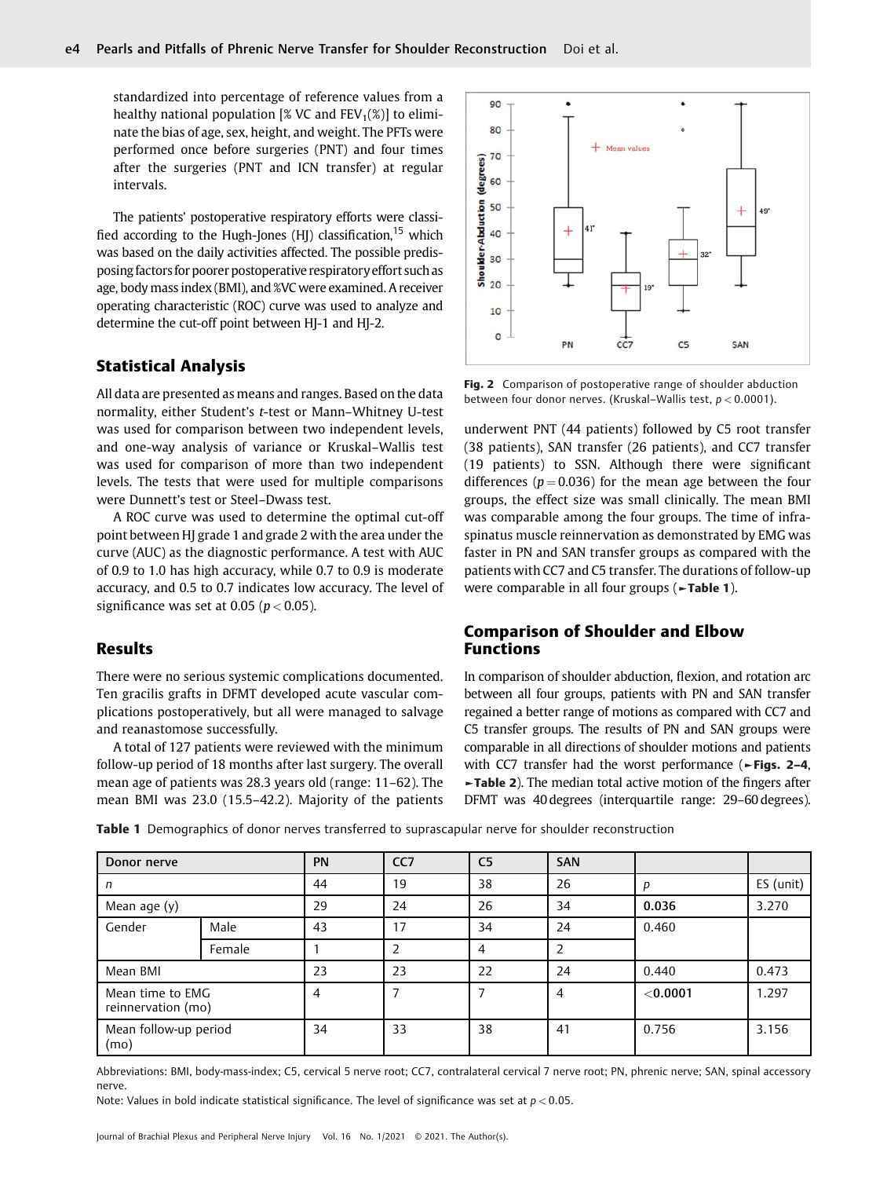standardized into percentage of reference values from a healthy national population [% VC and $FEV_1$(%)] to eliminate the bias of age, sex, height, and weight. The PFTs were performed once before surgeries (PNT) and four times after the surgeries (PNT and ICN transfer) at regular intervals.

The patients' postoperative respiratory efforts were classified according to the Hugh-Jones (HJ) classification,[15] which was based on the daily activities affected. The possible predisposing factors for poorer postoperative respiratory effort such as age, body mass index (BMI), and %VC were examined. A receiver operating characteristic (ROC) curve was used to analyze and determine the cut-off point between HJ-1 and HJ-2.

## Statistical Analysis

All data are presented as means and ranges. Based on the data normality, either Student's *t*-test or Mann–Whitney U-test was used for comparison between two independent levels, and one-way analysis of variance or Kruskal–Wallis test was used for comparison of more than two independent levels. The tests that were used for multiple comparisons were Dunnett's test or Steel–Dwass test.

A ROC curve was used to determine the optimal cut-off point between HJ grade 1 and grade 2 with the area under the curve (AUC) as the diagnostic performance. A test with AUC of 0.9 to 1.0 has high accuracy, while 0.7 to 0.9 is moderate accuracy, and 0.5 to 0.7 indicates low accuracy. The level of significance was set at 0.05 ($p < 0.05$).

## Results

There were no serious systemic complications documented. Ten gracilis grafts in DFMT developed acute vascular complications postoperatively, but all were managed to salvage and reanastomose successfully.

A total of 127 patients were reviewed with the minimum follow-up period of 18 months after last surgery. The overall mean age of patients was 28.3 years old (range: 11–62). The mean BMI was 23.0 (15.5–42.2). Majority of the patients underwent PNT (44 patients) followed by C5 root transfer (38 patients), SAN transfer (26 patients), and CC7 transfer (19 patients) to SSN. Although there were significant differences ($p = 0.036$) for the mean age between the four groups, the effect size was small clinically. The mean BMI was comparable among the four groups. The time of infraspinatus muscle reinnervation as demonstrated by EMG was faster in PN and SAN transfer groups as compared with the patients with CC7 and C5 transfer. The durations of follow-up were comparable in all four groups (►Table 1).

**Fig. 2** Comparison of postoperative range of shoulder abduction between four donor nerves. (Kruskal–Wallis test, $p < 0.0001$).

## Comparison of Shoulder and Elbow Functions

In comparison of shoulder abduction, flexion, and rotation arc between all four groups, patients with PN and SAN transfer regained a better range of motions as compared with CC7 and C5 transfer groups. The results of PN and SAN groups were comparable in all directions of shoulder motions and patients with CC7 transfer had the worst performance (►Figs. 2–4, ►Table 2). The median total active motion of the fingers after DFMT was 40 degrees (interquartile range: 29–60 degrees).

**Table 1** Demographics of donor nerves transferred to suprascapular nerve for shoulder reconstruction

| Donor nerve | | PN | CC7 | C5 | SAN | | |
|---|---|---|---|---|---|---|---|
| *n* | | 44 | 19 | 38 | 26 | *p* | ES (unit) |
| Mean age (y) | | 29 | 24 | 26 | 34 | **0.036** | 3.270 |
| Gender | Male | 43 | 17 | 34 | 24 | 0.460 | |
| | Female | 1 | 2 | 4 | 2 | | |
| Mean BMI | | 23 | 23 | 22 | 24 | 0.440 | 0.473 |
| Mean time to EMG reinnervation (mo) | | 4 | 7 | 7 | 4 | **<0.0001** | 1.297 |
| Mean follow-up period (mo) | | 34 | 33 | 38 | 41 | 0.756 | 3.156 |

Abbreviations: BMI, body-mass-index; C5, cervical 5 nerve root; CC7, contralateral cervical 7 nerve root; PN, phrenic nerve; SAN, spinal accessory nerve.

Note: Values in bold indicate statistical significance. The level of significance was set at $p < 0.05$.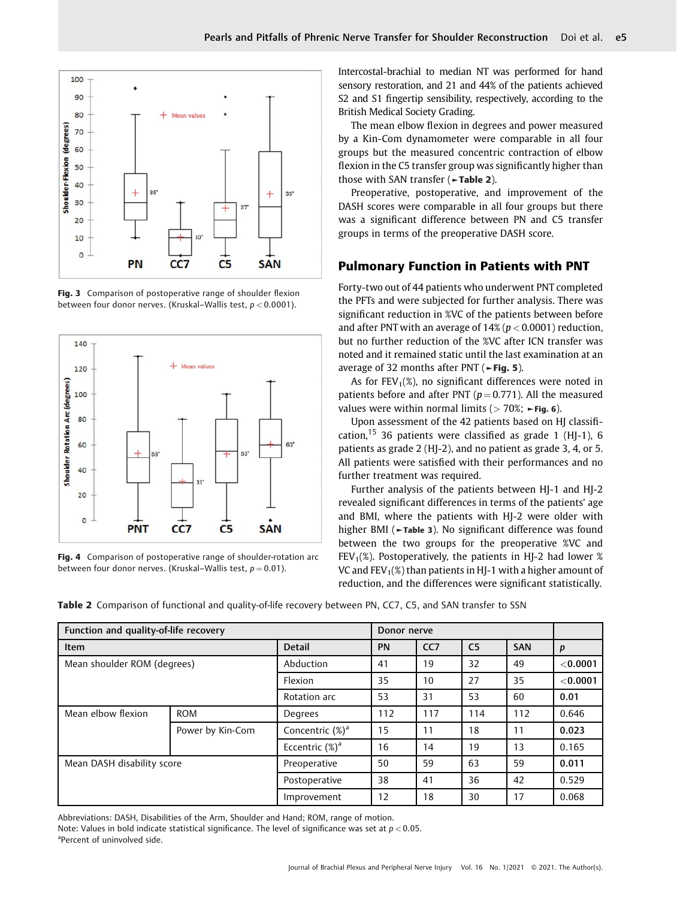Fig. 3 Comparison of postoperative range of shoulder flexion between four donor nerves. (Kruskal–Wallis test, $p < 0.0001$).

Fig. 4 Comparison of postoperative range of shoulder-rotation arc between four donor nerves. (Kruskal–Wallis test, $p = 0.01$).

Intercostal-brachial to median NT was performed for hand sensory restoration, and 21 and 44% of the patients achieved S2 and S1 fingertip sensibility, respectively, according to the British Medical Society Grading.

The mean elbow flexion in degrees and power measured by a Kin-Com dynamometer were comparable in all four groups but the measured concentric contraction of elbow flexion in the C5 transfer group was significantly higher than those with SAN transfer (►**Table 2**).

Preoperative, postoperative, and improvement of the DASH scores were comparable in all four groups but there was a significant difference between PN and C5 transfer groups in terms of the preoperative DASH score.

## Pulmonary Function in Patients with PNT

Forty-two out of 44 patients who underwent PNT completed the PFTs and were subjected for further analysis. There was significant reduction in %VC of the patients between before and after PNT with an average of 14% ($p < 0.0001$) reduction, but no further reduction of the %VC after ICN transfer was noted and it remained static until the last examination at an average of 32 months after PNT (►**Fig. 5**).

As for $FEV_1$(%), no significant differences were noted in patients before and after PNT ($p = 0.771$). All the measured values were within normal limits (> 70%; ►**Fig. 6**).

Upon assessment of the 42 patients based on HJ classification,[15] 36 patients were classified as grade 1 (HJ-1), 6 patients as grade 2 (HJ-2), and no patient as grade 3, 4, or 5. All patients were satisfied with their performances and no further treatment was required.

Further analysis of the patients between HJ-1 and HJ-2 revealed significant differences in terms of the patients' age and BMI, where the patients with HJ-2 were older with higher BMI (►**Table 3**). No significant difference was found between the two groups for the preoperative %VC and $FEV_1$(%). Postoperatively, the patients in HJ-2 had lower %VC and $FEV_1$(%) than patients in HJ-1 with a higher amount of reduction, and the differences were significant statistically.

**Table 2** Comparison of functional and quality-of-life recovery between PN, CC7, C5, and SAN transfer to SSN

| Function and quality-of-life recovery | | | Donor nerve | | | | |
|---|---|---|---|---|---|---|---|
| Item | | Detail | PN | CC7 | C5 | SAN | *p* |
| Mean shoulder ROM (degrees) | | Abduction | 41 | 19 | 32 | 49 | **<0.0001** |
| | | Flexion | 35 | 10 | 27 | 35 | **<0.0001** |
| | | Rotation arc | 53 | 31 | 53 | 60 | **0.01** |
| Mean elbow flexion | ROM | Degrees | 112 | 117 | 114 | 112 | 0.646 |
| | Power by Kin-Com | Concentric (%)[a] | 15 | 11 | 18 | 11 | **0.023** |
| | | Eccentric (%)[a] | 16 | 14 | 19 | 13 | 0.165 |
| Mean DASH disability score | | Preoperative | 50 | 59 | 63 | 59 | **0.011** |
| | | Postoperative | 38 | 41 | 36 | 42 | 0.529 |
| | | Improvement | 12 | 18 | 30 | 17 | 0.068 |

Abbreviations: DASH, Disabilities of the Arm, Shoulder and Hand; ROM, range of motion.
Note: Values in bold indicate statistical significance. The level of significance was set at $p < 0.05$.
[a]Percent of uninvolved side.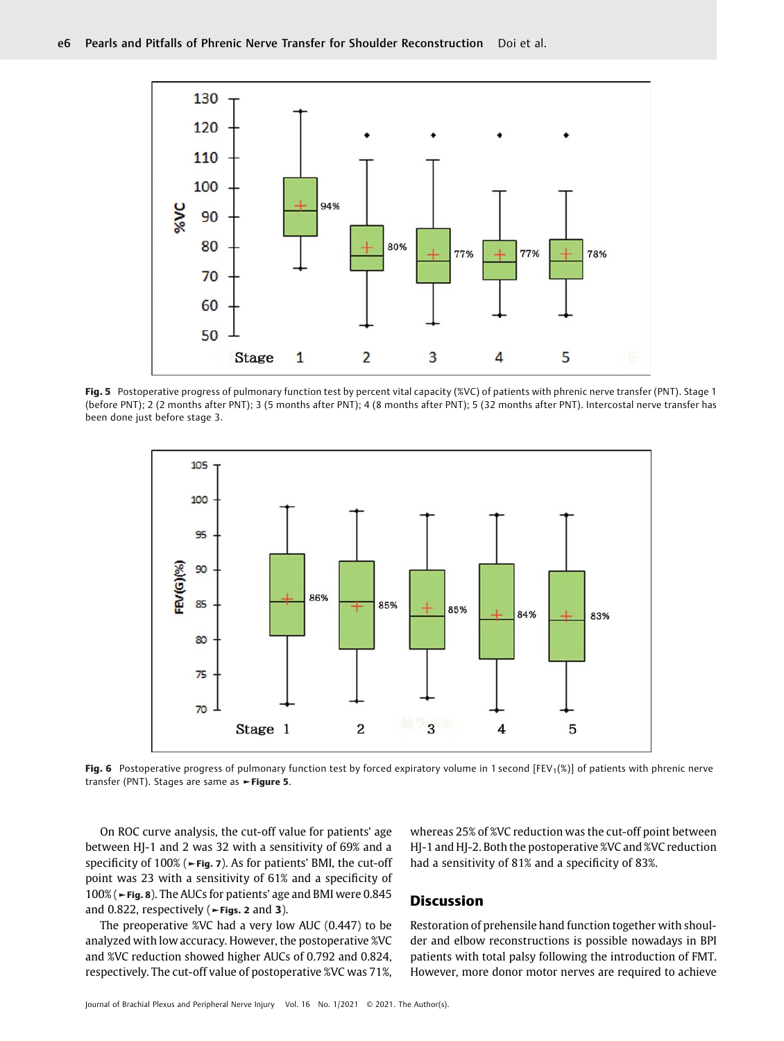Fig. 5 Postoperative progress of pulmonary function test by percent vital capacity (%VC) of patients with phrenic nerve transfer (PNT). Stage 1 (before PNT); 2 (2 months after PNT); 3 (5 months after PNT); 4 (8 months after PNT); 5 (32 months after PNT). Intercostal nerve transfer has been done just before stage 3.

Fig. 6 Postoperative progress of pulmonary function test by forced expiratory volume in 1 second [$FEV_1$(%)] of patients with phrenic nerve transfer (PNT). Stages are same as ►Figure 5.

On ROC curve analysis, the cut-off value for patients' age between HJ-1 and 2 was 32 with a sensitivity of 69% and a specificity of 100% (►Fig. 7). As for patients' BMI, the cut-off point was 23 with a sensitivity of 61% and a specificity of 100% (►Fig. 8). The AUCs for patients' age and BMI were 0.845 and 0.822, respectively (►Figs. 2 and 3).

The preoperative %VC had a very low AUC (0.447) to be analyzed with low accuracy. However, the postoperative %VC and %VC reduction showed higher AUCs of 0.792 and 0.824, respectively. The cut-off value of postoperative %VC was 71%, whereas 25% of %VC reduction was the cut-off point between HJ-1 and HJ-2. Both the postoperative %VC and %VC reduction had a sensitivity of 81% and a specificity of 83%.

## Discussion

Restoration of prehensile hand function together with shoulder and elbow reconstructions is possible nowadays in BPI patients with total palsy following the introduction of FMT. However, more donor motor nerves are required to achieve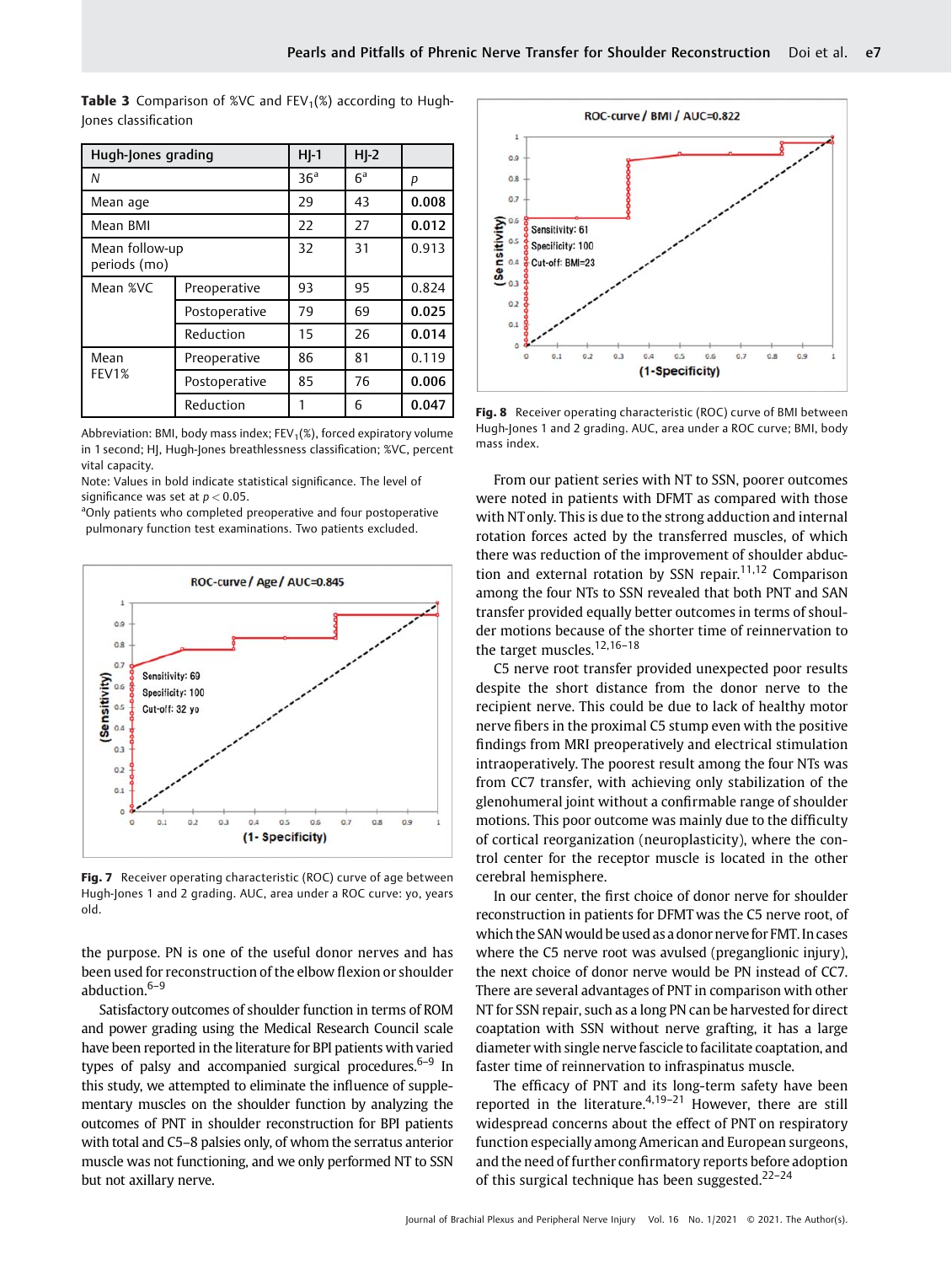**Table 3** Comparison of %VC and $FEV_1$(%) according to Hugh-Jones classification

| Hugh-Jones grading | | HJ-1 | HJ-2 | |
|---|---|---|---|---|
| *N* | | 36[a] | 6[a] | *p* |
| Mean age | | 29 | 43 | **0.008** |
| Mean BMI | | 22 | 27 | **0.012** |
| Mean follow-up periods (mo) | | 32 | 31 | 0.913 |
| Mean %VC | Preoperative | 93 | 95 | 0.824 |
| | Postoperative | 79 | 69 | **0.025** |
| | Reduction | 15 | 26 | **0.014** |
| Mean FEV1% | Preoperative | 86 | 81 | 0.119 |
| | Postoperative | 85 | 76 | **0.006** |
| | Reduction | 1 | 6 | **0.047** |

Abbreviation: BMI, body mass index; $FEV_1$(%), forced expiratory volume in 1 second; HJ, Hugh-Jones breathlessness classification; %VC, percent vital capacity.

Note: Values in bold indicate statistical significance. The level of significance was set at $p < 0.05$.

[a]Only patients who completed preoperative and four postoperative pulmonary function test examinations. Two patients excluded.

**Fig. 7** Receiver operating characteristic (ROC) curve of age between Hugh-Jones 1 and 2 grading. AUC, area under a ROC curve: yo, years old.

the purpose. PN is one of the useful donor nerves and has been used for reconstruction of the elbow flexion or shoulder abduction.[6–9]

Satisfactory outcomes of shoulder function in terms of ROM and power grading using the Medical Research Council scale have been reported in the literature for BPI patients with varied types of palsy and accompanied surgical procedures.[6–9] In this study, we attempted to eliminate the influence of supplementary muscles on the shoulder function by analyzing the outcomes of PNT in shoulder reconstruction for BPI patients with total and C5–8 palsies only, of whom the serratus anterior muscle was not functioning, and we only performed NT to SSN but not axillary nerve.

**Fig. 8** Receiver operating characteristic (ROC) curve of BMI between Hugh-Jones 1 and 2 grading. AUC, area under a ROC curve; BMI, body mass index.

From our patient series with NT to SSN, poorer outcomes were noted in patients with DFMT as compared with those with NT only. This is due to the strong adduction and internal rotation forces acted by the transferred muscles, of which there was reduction of the improvement of shoulder abduction and external rotation by SSN repair.[11,12] Comparison among the four NTs to SSN revealed that both PNT and SAN transfer provided equally better outcomes in terms of shoulder motions because of the shorter time of reinnervation to the target muscles.[12,16–18]

C5 nerve root transfer provided unexpected poor results despite the short distance from the donor nerve to the recipient nerve. This could be due to lack of healthy motor nerve fibers in the proximal C5 stump even with the positive findings from MRI preoperatively and electrical stimulation intraoperatively. The poorest result among the four NTs was from CC7 transfer, with achieving only stabilization of the glenohumeral joint without a confirmable range of shoulder motions. This poor outcome was mainly due to the difficulty of cortical reorganization (neuroplasticity), where the control center for the receptor muscle is located in the other cerebral hemisphere.

In our center, the first choice of donor nerve for shoulder reconstruction in patients for DFMT was the C5 nerve root, of which the SAN would be used as a donor nerve for FMT. In cases where the C5 nerve root was avulsed (preganglionic injury), the next choice of donor nerve would be PN instead of CC7. There are several advantages of PNT in comparison with other NT for SSN repair, such as a long PN can be harvested for direct coaptation with SSN without nerve grafting, it has a large diameter with single nerve fascicle to facilitate coaptation, and faster time of reinnervation to infraspinatus muscle.

The efficacy of PNT and its long-term safety have been reported in the literature.[4,19–21] However, there are still widespread concerns about the effect of PNT on respiratory function especially among American and European surgeons, and the need of further confirmatory reports before adoption of this surgical technique has been suggested.[22–24]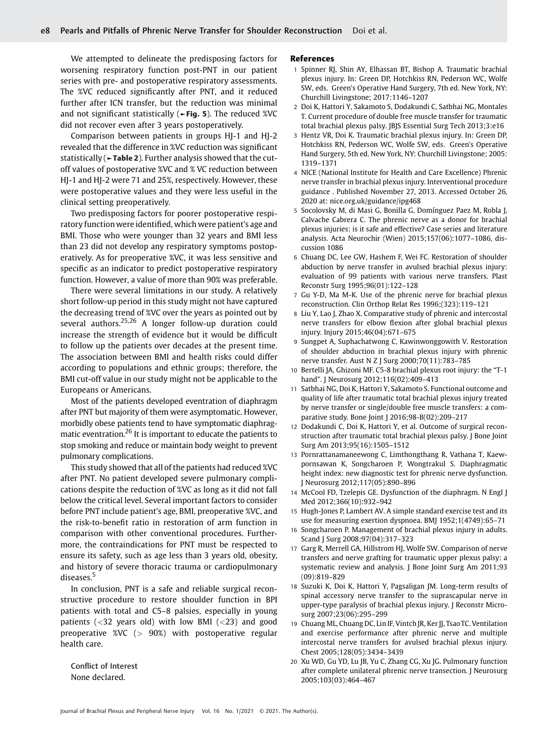We attempted to delineate the predisposing factors for worsening respiratory function post-PNT in our patient series with pre- and postoperative respiratory assessments. The %VC reduced significantly after PNT, and it reduced further after ICN transfer, but the reduction was minimal and not significant statistically (►Fig. 5). The reduced %VC did not recover even after 3 years postoperatively.

Comparison between patients in groups HJ-1 and HJ-2 revealed that the difference in %VC reduction was significant statistically (►Table 2). Further analysis showed that the cut-off values of postoperative %VC and % VC reduction between HJ-1 and HJ-2 were 71 and 25%, respectively. However, these were postoperative values and they were less useful in the clinical setting preoperatively.

Two predisposing factors for poorer postoperative respiratory function were identified, which were patient's age and BMI. Those who were younger than 32 years and BMI less than 23 did not develop any respiratory symptoms postoperatively. As for preoperative %VC, it was less sensitive and specific as an indicator to predict postoperative respiratory function. However, a value of more than 90% was preferable.

There were several limitations in our study. A relatively short follow-up period in this study might not have captured the decreasing trend of %VC over the years as pointed out by several authors.[25,26] A longer follow-up duration could increase the strength of evidence but it would be difficult to follow up the patients over decades at the present time. The association between BMI and health risks could differ according to populations and ethnic groups; therefore, the BMI cut-off value in our study might not be applicable to the Europeans or Americans.

Most of the patients developed eventration of diaphragm after PNT but majority of them were asymptomatic. However, morbidly obese patients tend to have symptomatic diaphragmatic eventration.[26] It is important to educate the patients to stop smoking and reduce or maintain body weight to prevent pulmonary complications.

This study showed that all of the patients had reduced %VC after PNT. No patient developed severe pulmonary complications despite the reduction of %VC as long as it did not fall below the critical level. Several important factors to consider before PNT include patient's age, BMI, preoperative %VC, and the risk-to-benefit ratio in restoration of arm function in comparison with other conventional procedures. Furthermore, the contraindications for PNT must be respected to ensure its safety, such as age less than 3 years old, obesity, and history of severe thoracic trauma or cardiopulmonary diseases.[5]

In conclusion, PNT is a safe and reliable surgical reconstructive procedure to restore shoulder function in BPI patients with total and C5–8 palsies, especially in young patients (<32 years old) with low BMI (<23) and good preoperative %VC (> 90%) with postoperative regular health care.

**Conflict of Interest**
None declared.

## References

1. Spinner RJ, Shin AY, Elhassan BT, Bishop A. Traumatic brachial plexus injury. In: Green DP, Hotchkiss RN, Pederson WC, Wolfe SW, eds. Green's Operative Hand Surgery, 7th ed. New York, NY: Churchill Livingstone; 2017:1146–1207
2. Doi K, Hattori Y, Sakamoto S, Dodakundi C, Satbhai NG, Montales T. Current procedure of double free muscle transfer for traumatic total brachial plexus palsy. JBJS Essential Surg Tech 2013;3:e16
3. Hentz VR, Doi K. Traumatic brachial plexus injury. In: Green DP, Hotchkiss RN, Pederson WC, Wolfe SW, eds. Green's Operative Hand Surgery, 5th ed. New York, NY: Churchill Livingstone; 2005: 1319–1371
4. NICE (National Institute for Health and Care Excellence) Phrenic nerve transfer in brachial plexus injury. Interventional procedure guidance . Published November 27, 2013. Accessed October 26, 2020 at: nice.org.uk/guidance/ipg468
5. Socolovsky M, di Masi G, Bonilla G, Domínguez Paez M, Robla J, Calvache Cabrera C. The phrenic nerve as a donor for brachial plexus injuries: is it safe and effective? Case series and literature analysis. Acta Neurochir (Wien) 2015;157(06):1077–1086, discussion 1086
6. Chuang DC, Lee GW, Hashem F, Wei FC. Restoration of shoulder abduction by nerve transfer in avulsed brachial plexus injury: evaluation of 99 patients with various nerve transfers. Plast Reconstr Surg 1995;96(01):122–128
7. Gu Y-D, Ma M-K. Use of the phrenic nerve for brachial plexus reconstruction. Clin Orthop Relat Res 1996;(323):119–121
8. Liu Y, Lao J, Zhao X. Comparative study of phrenic and intercostal nerve transfers for elbow flexion after global brachial plexus injury. Injury 2015;46(04):671–675
9. Sungpet A, Suphachatwong C, Kawinwonggowith V. Restoration of shoulder abduction in brachial plexus injury with phrenic nerve transfer. Aust N Z J Surg 2000;70(11):783–785
10. Bertelli JA, Ghizoni MF. C5-8 brachial plexus root injury: the "T-1 hand". J Neurosurg 2012;116(02):409–413
11. Satbhai NG, Doi K, Hattori Y, Sakamoto S. Functional outcome and quality of life after traumatic total brachial plexus injury treated by nerve transfer or single/double free muscle transfers: a comparative study. Bone Joint J 2016;98-B(02):209–217
12. Dodakundi C, Doi K, Hattori Y, et al. Outcome of surgical reconstruction after traumatic total brachial plexus palsy. J Bone Joint Surg Am 2013;95(16):1505–1512
13. Pornrattanamaneewong C, Limthongthang R, Vathana T, Kaewpornsawan K, Songcharoen P, Wongtrakul S. Diaphragmatic height index: new diagnostic test for phrenic nerve dysfunction. J Neurosurg 2012;117(05):890–896
14. McCool FD, Tzelepis GE. Dysfunction of the diaphragm. N Engl J Med 2012;366(10):932–942
15. Hugh-Jones P, Lambert AV. A simple standard exercise test and its use for measuring exertion dyspnoea. BMJ 1952;1(4749):65–71
16. Songcharoen P. Management of brachial plexus injury in adults. Scand J Surg 2008;97(04):317–323
17. Garg R, Merrell GA, Hillstrom HJ, Wolfe SW. Comparison of nerve transfers and nerve grafting for traumatic upper plexus palsy: a systematic review and analysis. J Bone Joint Surg Am 2011;93 (09):819–829
18. Suzuki K, Doi K, Hattori Y, Pagsaligan JM. Long-term results of spinal accessory nerve transfer to the suprascapular nerve in upper-type paralysis of brachial plexus injury. J Reconstr Microsurg 2007;23(06):295–299
19. Chuang ML, Chuang DC, Lin IF, Vintch JR, Ker JJ, Tsao TC. Ventilation and exercise performance after phrenic nerve and multiple intercostal nerve transfers for avulsed brachial plexus injury. Chest 2005;128(05):3434–3439
20. Xu WD, Gu YD, Lu JB, Yu C, Zhang CG, Xu JG. Pulmonary function after complete unilateral phrenic nerve transection. J Neurosurg 2005;103(03):464–467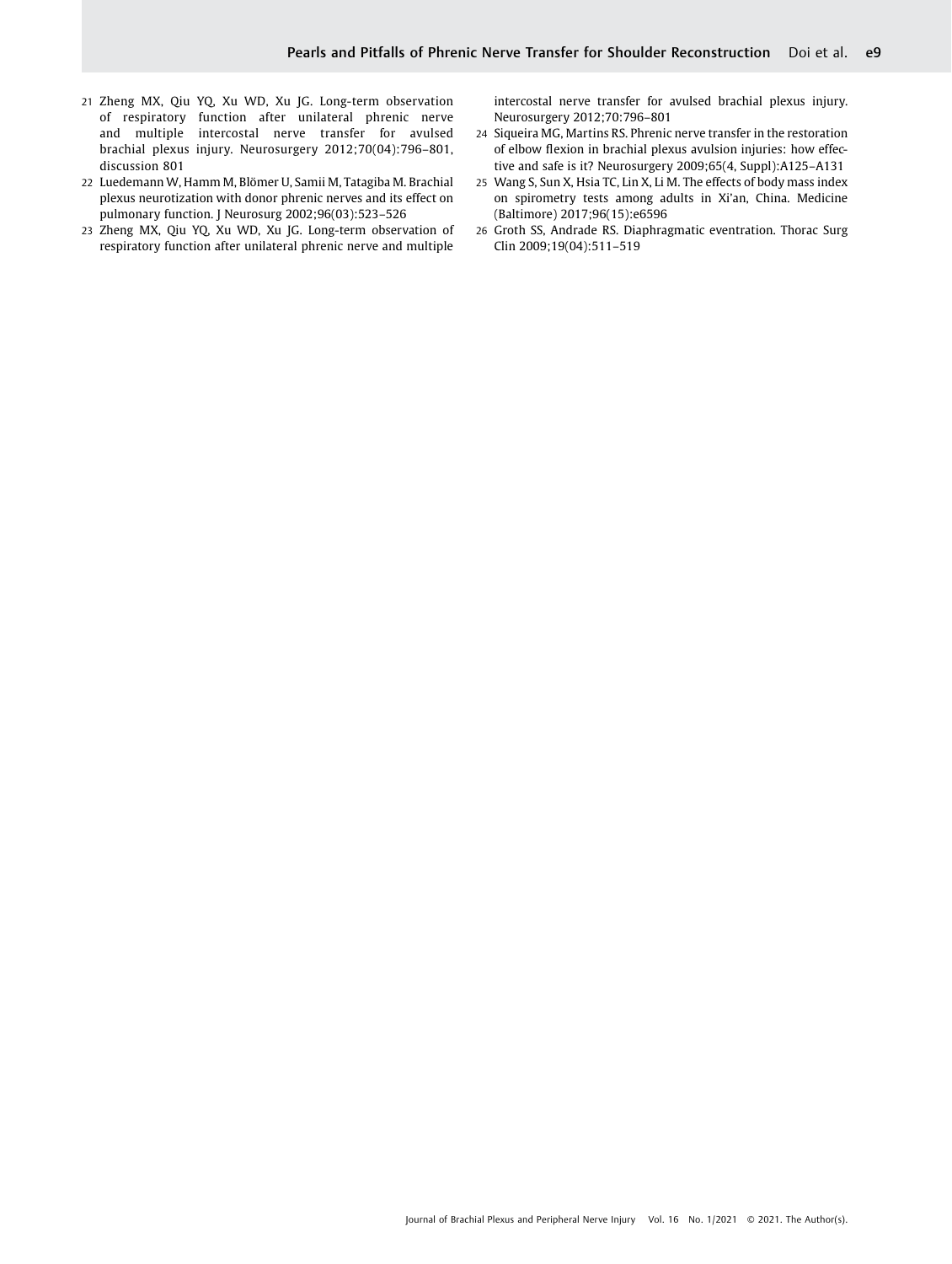21 Zheng MX, Qiu YQ, Xu WD, Xu JG. Long-term observation of respiratory function after unilateral phrenic nerve and multiple intercostal nerve transfer for avulsed brachial plexus injury. Neurosurgery 2012;70(04):796–801, discussion 801

22 Luedemann W, Hamm M, Blömer U, Samii M, Tatagiba M. Brachial plexus neurotization with donor phrenic nerves and its effect on pulmonary function. J Neurosurg 2002;96(03):523–526

23 Zheng MX, Qiu YQ, Xu WD, Xu JG. Long-term observation of respiratory function after unilateral phrenic nerve and multiple intercostal nerve transfer for avulsed brachial plexus injury. Neurosurgery 2012;70:796–801

24 Siqueira MG, Martins RS. Phrenic nerve transfer in the restoration of elbow flexion in brachial plexus avulsion injuries: how effective and safe is it? Neurosurgery 2009;65(4, Suppl):A125–A131

25 Wang S, Sun X, Hsia TC, Lin X, Li M. The effects of body mass index on spirometry tests among adults in Xi'an, China. Medicine (Baltimore) 2017;96(15):e6596

26 Groth SS, Andrade RS. Diaphragmatic eventration. Thorac Surg Clin 2009;19(04):511–519